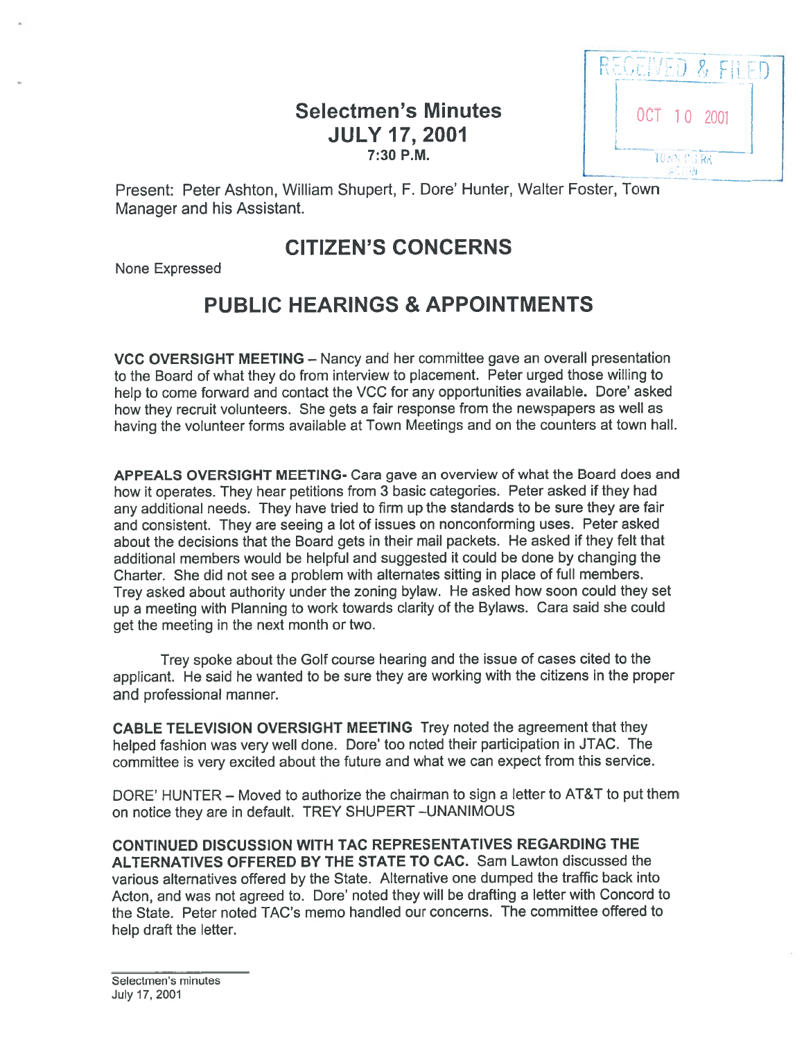RECEIVED & FILED
OCT 10 2001
TOWN CLERK
ACTON

# Selectmen's Minutes
## JULY 17, 2001
### 7:30 P.M.

Present: Peter Ashton, William Shupert, F. Dore' Hunter, Walter Foster, Town Manager and his Assistant.

## CITIZEN'S CONCERNS

None Expressed

## PUBLIC HEARINGS & APPOINTMENTS

**VCC OVERSIGHT MEETING** – Nancy and her committee gave an overall presentation to the Board of what they do from interview to placement. Peter urged those willing to help to come forward and contact the VCC for any opportunities available. Dore' asked how they recruit volunteers. She gets a fair response from the newspapers as well as having the volunteer forms available at Town Meetings and on the counters at town hall.

**APPEALS OVERSIGHT MEETING**- Cara gave an overview of what the Board does and how it operates. They hear petitions from 3 basic categories. Peter asked if they had any additional needs. They have tried to firm up the standards to be sure they are fair and consistent. They are seeing a lot of issues on nonconforming uses. Peter asked about the decisions that the Board gets in their mail packets. He asked if they felt that additional members would be helpful and suggested it could be done by changing the Charter. She did not see a problem with alternates sitting in place of full members. Trey asked about authority under the zoning bylaw. He asked how soon could they set up a meeting with Planning to work towards clarity of the Bylaws. Cara said she could get the meeting in the next month or two.

Trey spoke about the Golf course hearing and the issue of cases cited to the applicant. He said he wanted to be sure they are working with the citizens in the proper and professional manner.

**CABLE TELEVISION OVERSIGHT MEETING** Trey noted the agreement that they helped fashion was very well done. Dore' too noted their participation in JTAC. The committee is very excited about the future and what we can expect from this service.

DORE' HUNTER – Moved to authorize the chairman to sign a letter to AT&T to put them on notice they are in default. TREY SHUPERT –UNANIMOUS

**CONTINUED DISCUSSION WITH TAC REPRESENTATIVES REGARDING THE ALTERNATIVES OFFERED BY THE STATE TO CAC.** Sam Lawton discussed the various alternatives offered by the State. Alternative one dumped the traffic back into Acton, and was not agreed to. Dore' noted they will be drafting a letter with Concord to the State. Peter noted TAC's memo handled our concerns. The committee offered to help draft the letter.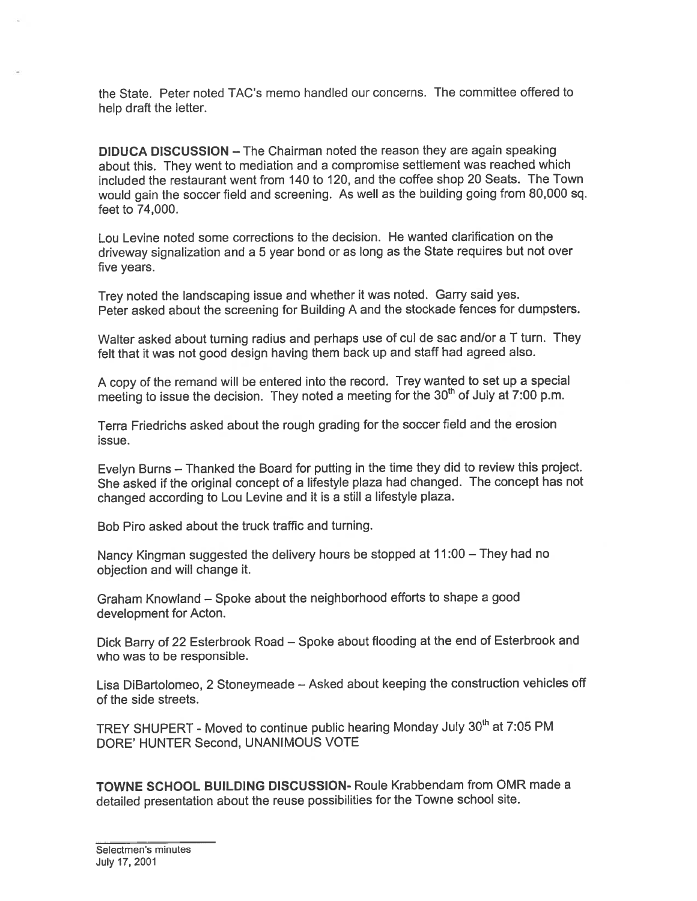the State. Peter noted TAC's memo handled our concerns. The committee offered to help draft the letter.

**DIDUCA DISCUSSION** – The Chairman noted the reason they are again speaking about this. They went to mediation and a compromise settlement was reached which included the restaurant went from 140 to 120, and the coffee shop 20 Seats. The Town would gain the soccer field and screening. As well as the building going from 80,000 sq. feet to 74,000.

Lou Levine noted some corrections to the decision. He wanted clarification on the driveway signalization and a 5 year bond or as long as the State requires but not over five years.

Trey noted the landscaping issue and whether it was noted. Garry said yes.
Peter asked about the screening for Building A and the stockade fences for dumpsters.

Walter asked about turning radius and perhaps use of cul de sac and/or a T turn. They felt that it was not good design having them back up and staff had agreed also.

A copy of the remand will be entered into the record. Trey wanted to set up a special meeting to issue the decision. They noted a meeting for the 30th of July at 7:00 p.m.

Terra Friedrichs asked about the rough grading for the soccer field and the erosion issue.

Evelyn Burns – Thanked the Board for putting in the time they did to review this project. She asked if the original concept of a lifestyle plaza had changed. The concept has not changed according to Lou Levine and it is a still a lifestyle plaza.

Bob Piro asked about the truck traffic and turning.

Nancy Kingman suggested the delivery hours be stopped at 11:00 – They had no objection and will change it.

Graham Knowland – Spoke about the neighborhood efforts to shape a good development for Acton.

Dick Barry of 22 Esterbrook Road – Spoke about flooding at the end of Esterbrook and who was to be responsible.

Lisa DiBartolomeo, 2 Stoneymeade – Asked about keeping the construction vehicles off of the side streets.

TREY SHUPERT - Moved to continue public hearing Monday July 30th at 7:05 PM
DORE' HUNTER Second, UNANIMOUS VOTE

**TOWNE SCHOOL BUILDING DISCUSSION**- Roule Krabbendam from OMR made a detailed presentation about the reuse possibilities for the Towne school site.

Selectmen's minutes
July 17, 2001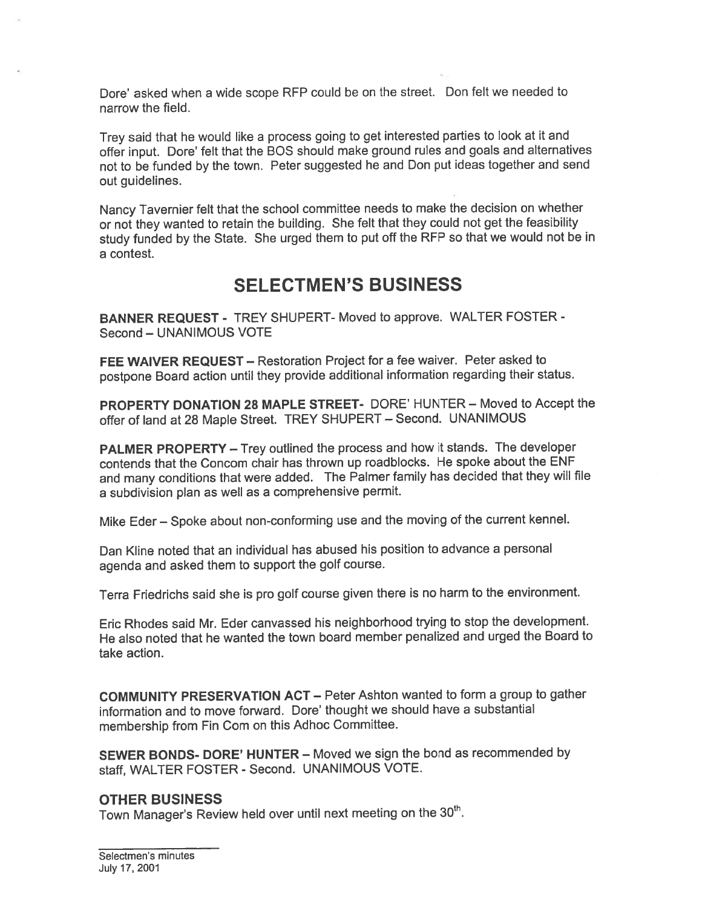Dore' asked when a wide scope RFP could be on the street. Don felt we needed to narrow the field.

Trey said that he would like a process going to get interested parties to look at it and offer input. Dore' felt that the BOS should make ground rules and goals and alternatives not to be funded by the town. Peter suggested he and Don put ideas together and send out guidelines.

Nancy Tavernier felt that the school committee needs to make the decision on whether or not they wanted to retain the building. She felt that they could not get the feasibility study funded by the State. She urged them to put off the RFP so that we would not be in a contest.

# SELECTMEN'S BUSINESS

**BANNER REQUEST -** TREY SHUPERT- Moved to approve. WALTER FOSTER - Second – UNANIMOUS VOTE

**FEE WAIVER REQUEST –** Restoration Project for a fee waiver. Peter asked to postpone Board action until they provide additional information regarding their status.

**PROPERTY DONATION 28 MAPLE STREET-** DORE' HUNTER – Moved to Accept the offer of land at 28 Maple Street. TREY SHUPERT – Second. UNANIMOUS

**PALMER PROPERTY –** Trey outlined the process and how it stands. The developer contends that the Concom chair has thrown up roadblocks. He spoke about the ENF and many conditions that were added. The Palmer family has decided that they will file a subdivision plan as well as a comprehensive permit.

Mike Eder – Spoke about non-conforming use and the moving of the current kennel.

Dan Kline noted that an individual has abused his position to advance a personal agenda and asked them to support the golf course.

Terra Friedrichs said she is pro golf course given there is no harm to the environment.

Eric Rhodes said Mr. Eder canvassed his neighborhood trying to stop the development. He also noted that he wanted the town board member penalized and urged the Board to take action.

**COMMUNITY PRESERVATION ACT –** Peter Ashton wanted to form a group to gather information and to move forward. Dore' thought we should have a substantial membership from Fin Com on this Adhoc Committee.

**SEWER BONDS- DORE' HUNTER –** Moved we sign the bond as recommended by staff, WALTER FOSTER - Second. UNANIMOUS VOTE.

## OTHER BUSINESS

Town Manager's Review held over until next meeting on the 30th.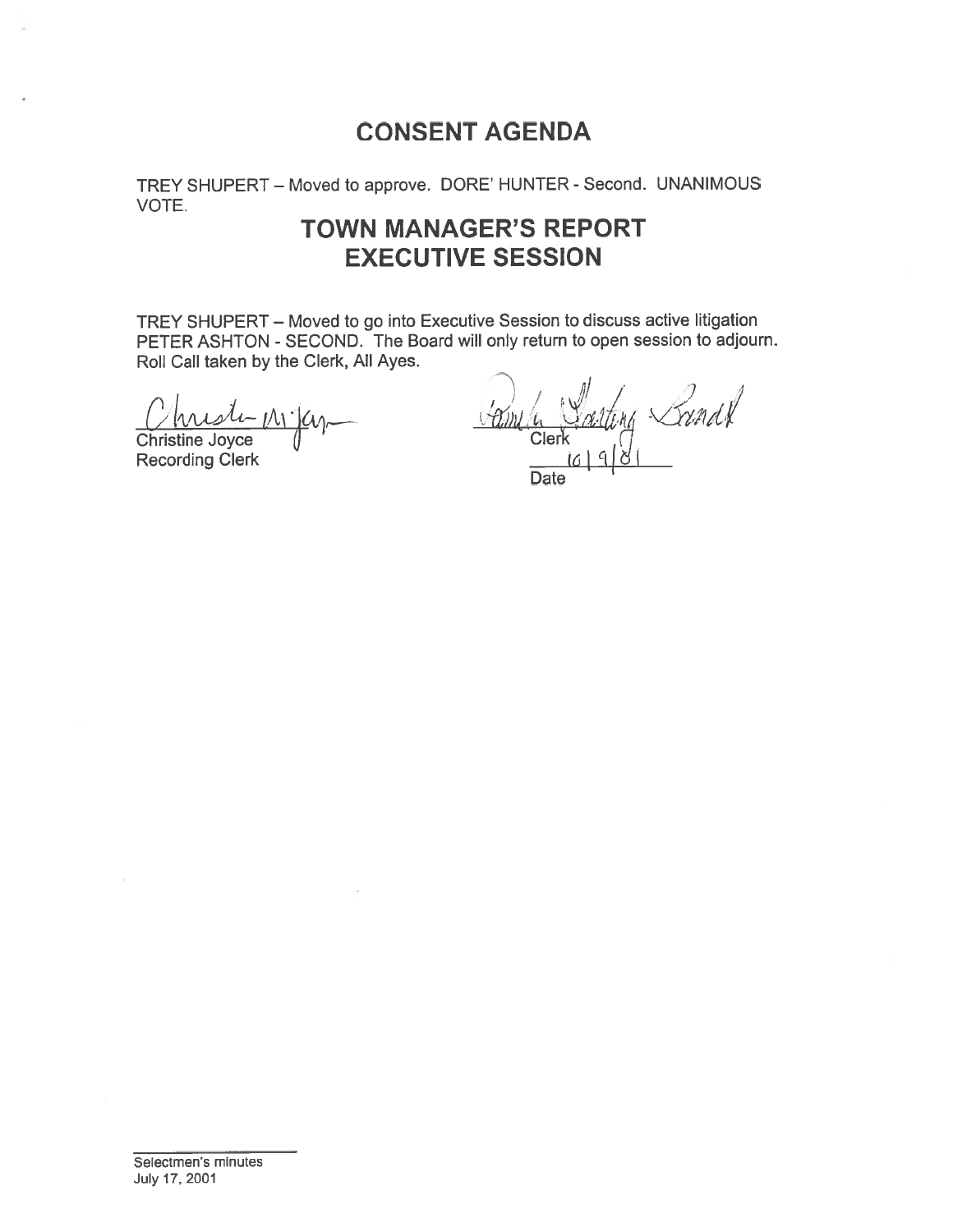# CONSENT AGENDA

TREY SHUPERT – Moved to approve. DORE' HUNTER - Second. UNANIMOUS VOTE.

# TOWN MANAGER'S REPORT
# EXECUTIVE SESSION

TREY SHUPERT – Moved to go into Executive Session to discuss active litigation PETER ASHTON - SECOND. The Board will only return to open session to adjourn. Roll Call taken by the Clerk, All Ayes.

Christine Joyce
Recording Clerk

Clerk

10/9/01
Date

Selectmen's minutes
July 17, 2001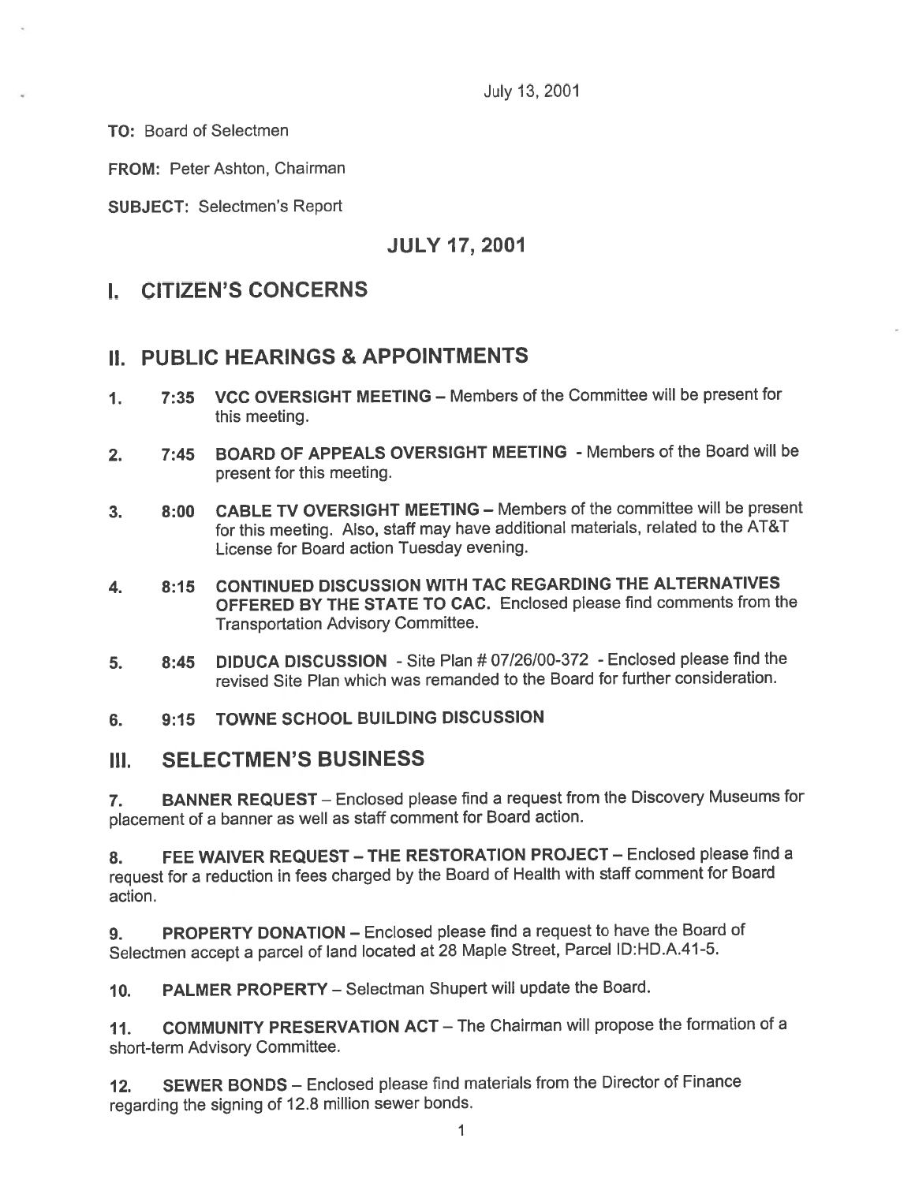July 13, 2001

**TO:** Board of Selectmen

**FROM:** Peter Ashton, Chairman

**SUBJECT:** Selectmen's Report

## JULY 17, 2001

# I. CITIZEN'S CONCERNS

# II. PUBLIC HEARINGS & APPOINTMENTS

1. **7:35 VCC OVERSIGHT MEETING** – Members of the Committee will be present for this meeting.

2. **7:45 BOARD OF APPEALS OVERSIGHT MEETING** - Members of the Board will be present for this meeting.

3. **8:00 CABLE TV OVERSIGHT MEETING** – Members of the committee will be present for this meeting. Also, staff may have additional materials, related to the AT&T License for Board action Tuesday evening.

4. **8:15 CONTINUED DISCUSSION WITH TAC REGARDING THE ALTERNATIVES OFFERED BY THE STATE TO CAC.** Enclosed please find comments from the Transportation Advisory Committee.

5. **8:45 DIDUCA DISCUSSION** - Site Plan # 07/26/00-372 - Enclosed please find the revised Site Plan which was remanded to the Board for further consideration.

6. **9:15 TOWNE SCHOOL BUILDING DISCUSSION**

# III. SELECTMEN'S BUSINESS

7. **BANNER REQUEST** – Enclosed please find a request from the Discovery Museums for placement of a banner as well as staff comment for Board action.

8. **FEE WAIVER REQUEST – THE RESTORATION PROJECT** – Enclosed please find a request for a reduction in fees charged by the Board of Health with staff comment for Board action.

9. **PROPERTY DONATION** – Enclosed please find a request to have the Board of Selectmen accept a parcel of land located at 28 Maple Street, Parcel ID:HD.A.41-5.

10. **PALMER PROPERTY** – Selectman Shupert will update the Board.

11. **COMMUNITY PRESERVATION ACT** – The Chairman will propose the formation of a short-term Advisory Committee.

12. **SEWER BONDS** – Enclosed please find materials from the Director of Finance regarding the signing of 12.8 million sewer bonds.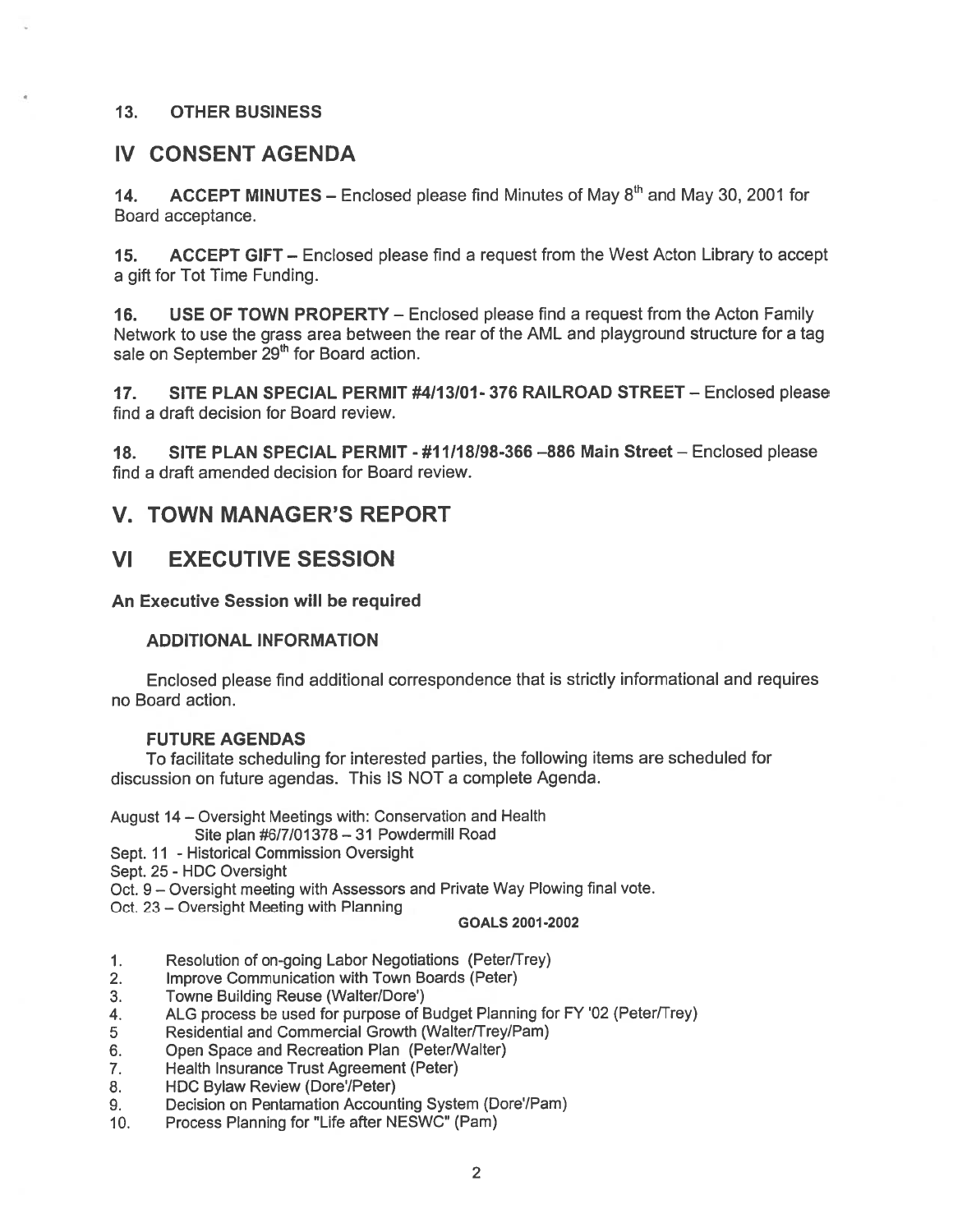### 13. OTHER BUSINESS

## IV CONSENT AGENDA

**14. ACCEPT MINUTES** – Enclosed please find Minutes of May 8th and May 30, 2001 for Board acceptance.

**15. ACCEPT GIFT** – Enclosed please find a request from the West Acton Library to accept a gift for Tot Time Funding.

**16. USE OF TOWN PROPERTY** – Enclosed please find a request from the Acton Family Network to use the grass area between the rear of the AML and playground structure for a tag sale on September 29th for Board action.

**17. SITE PLAN SPECIAL PERMIT #4/13/01- 376 RAILROAD STREET** – Enclosed please find a draft decision for Board review.

**18. SITE PLAN SPECIAL PERMIT - #11/18/98-366 –886 Main Street** – Enclosed please find a draft amended decision for Board review.

## V. TOWN MANAGER'S REPORT

## VI EXECUTIVE SESSION

**An Executive Session will be required**

**ADDITIONAL INFORMATION**

Enclosed please find additional correspondence that is strictly informational and requires no Board action.

**FUTURE AGENDAS**

To facilitate scheduling for interested parties, the following items are scheduled for discussion on future agendas. This IS NOT a complete Agenda.

August 14 – Oversight Meetings with: Conservation and Health
Site plan #6/7/01378 – 31 Powdermill Road
Sept. 11 - Historical Commission Oversight
Sept. 25 - HDC Oversight
Oct. 9 – Oversight meeting with Assessors and Private Way Plowing final vote.
Oct. 23 – Oversight Meeting with Planning

**GOALS 2001-2002**

1. Resolution of on-going Labor Negotiations (Peter/Trey)
2. Improve Communication with Town Boards (Peter)
3. Towne Building Reuse (Walter/Dore')
4. ALG process be used for purpose of Budget Planning for FY '02 (Peter/Trey)
5. Residential and Commercial Growth (Walter/Trey/Pam)
6. Open Space and Recreation Plan (Peter/Walter)
7. Health Insurance Trust Agreement (Peter)
8. HDC Bylaw Review (Dore'/Peter)
9. Decision on Pentamation Accounting System (Dore'/Pam)
10. Process Planning for "Life after NESWC" (Pam)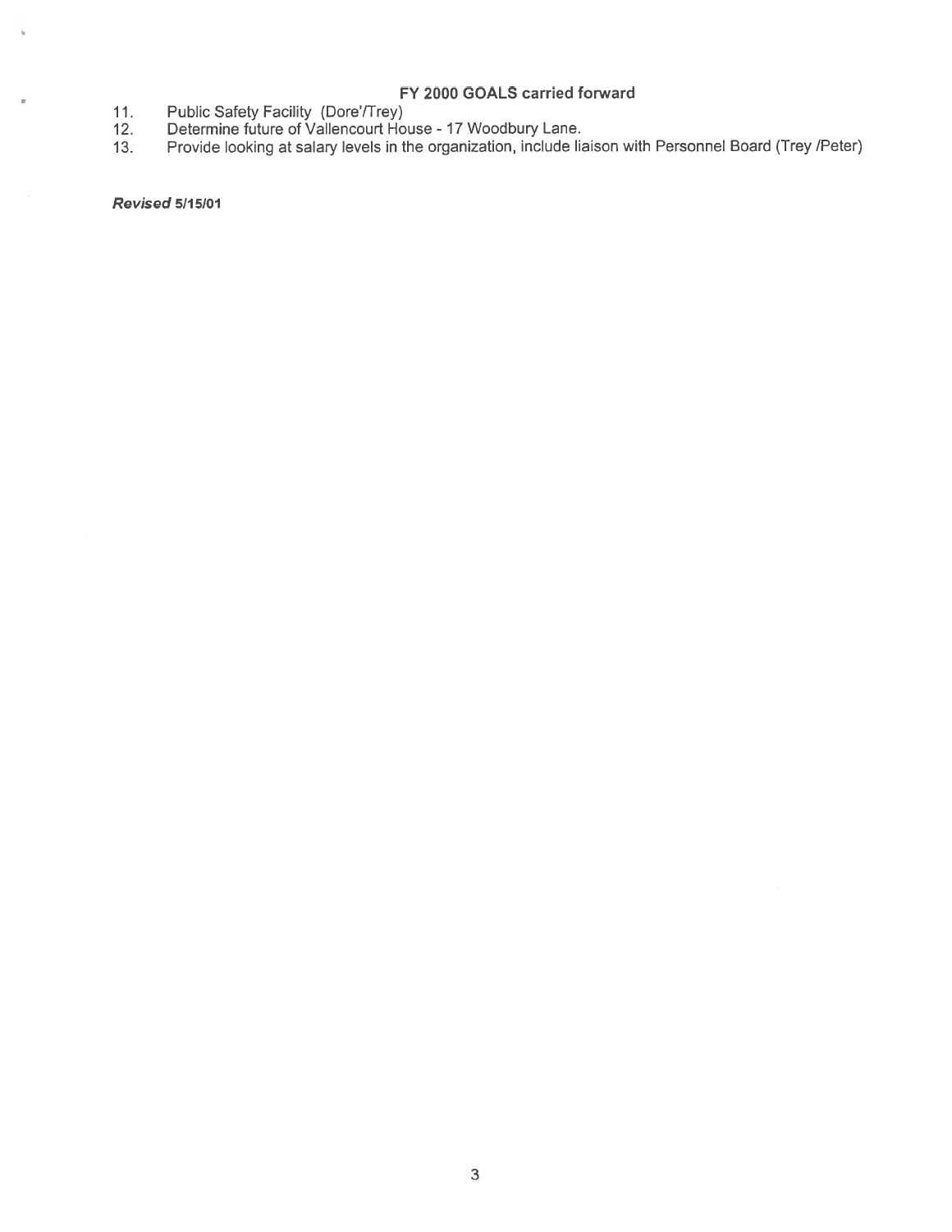### FY 2000 GOALS carried forward

11. Public Safety Facility (Dore'/Trey)
12. Determine future of Vallencourt House - 17 Woodbury Lane.
13. Provide looking at salary levels in the organization, include liaison with Personnel Board (Trey /Peter)

***Revised* 5/15/01**